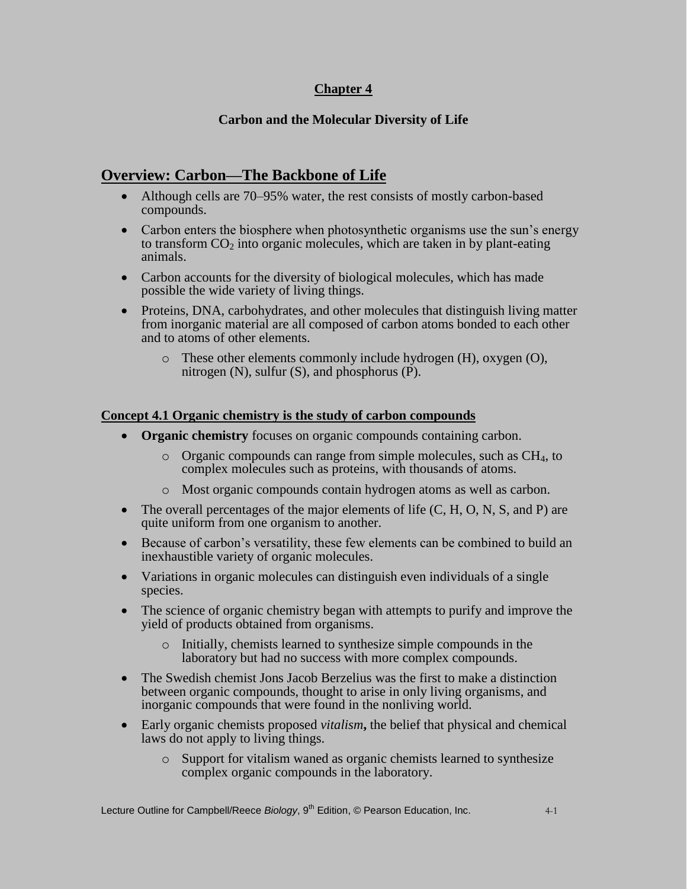# Chapter 4

## Carbon and the Molecular Diversity of Life

## Overview: Carbon—The Backbone of Life

- Although cells are 70–95% water, the rest consists of mostly carbon-based compounds.
- Carbon enters the biosphere when photosynthetic organisms use the sun's energy to transform $CO_2$ into organic molecules, which are taken in by plant-eating animals.
- Carbon accounts for the diversity of biological molecules, which has made possible the wide variety of living things.
- Proteins, DNA, carbohydrates, and other molecules that distinguish living matter from inorganic material are all composed of carbon atoms bonded to each other and to atoms of other elements.
  - These other elements commonly include hydrogen (H), oxygen (O), nitrogen (N), sulfur (S), and phosphorus (P).

### Concept 4.1 Organic chemistry is the study of carbon compounds

- **Organic chemistry** focuses on organic compounds containing carbon.
  - Organic compounds can range from simple molecules, such as $CH_4$, to complex molecules such as proteins, with thousands of atoms.
  - Most organic compounds contain hydrogen atoms as well as carbon.
- The overall percentages of the major elements of life (C, H, O, N, S, and P) are quite uniform from one organism to another.
- Because of carbon's versatility, these few elements can be combined to build an inexhaustible variety of organic molecules.
- Variations in organic molecules can distinguish even individuals of a single species.
- The science of organic chemistry began with attempts to purify and improve the yield of products obtained from organisms.
  - Initially, chemists learned to synthesize simple compounds in the laboratory but had no success with more complex compounds.
- The Swedish chemist Jons Jacob Berzelius was the first to make a distinction between organic compounds, thought to arise in only living organisms, and inorganic compounds that were found in the nonliving world.
- Early organic chemists proposed *vitalism***,** the belief that physical and chemical laws do not apply to living things.
  - Support for vitalism waned as organic chemists learned to synthesize complex organic compounds in the laboratory.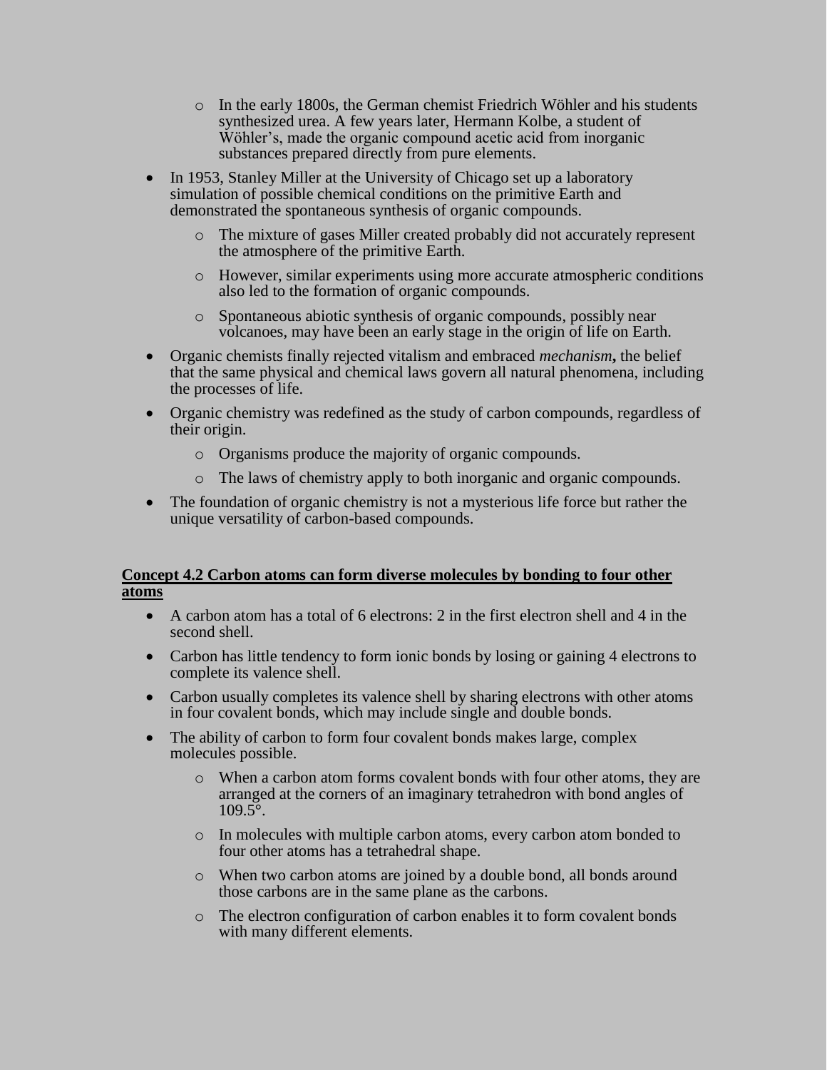- In the early 1800s, the German chemist Friedrich Wöhler and his students synthesized urea. A few years later, Hermann Kolbe, a student of Wöhler's, made the organic compound acetic acid from inorganic substances prepared directly from pure elements.
- In 1953, Stanley Miller at the University of Chicago set up a laboratory simulation of possible chemical conditions on the primitive Earth and demonstrated the spontaneous synthesis of organic compounds.
    - The mixture of gases Miller created probably did not accurately represent the atmosphere of the primitive Earth.
    - However, similar experiments using more accurate atmospheric conditions also led to the formation of organic compounds.
    - Spontaneous abiotic synthesis of organic compounds, possibly near volcanoes, may have been an early stage in the origin of life on Earth.
- Organic chemists finally rejected vitalism and embraced *mechanism***,** the belief that the same physical and chemical laws govern all natural phenomena, including the processes of life.
- Organic chemistry was redefined as the study of carbon compounds, regardless of their origin.
    - Organisms produce the majority of organic compounds.
    - The laws of chemistry apply to both inorganic and organic compounds.
- The foundation of organic chemistry is not a mysterious life force but rather the unique versatility of carbon-based compounds.

## Concept 4.2 Carbon atoms can form diverse molecules by bonding to four other atoms

- A carbon atom has a total of 6 electrons: 2 in the first electron shell and 4 in the second shell.
- Carbon has little tendency to form ionic bonds by losing or gaining 4 electrons to complete its valence shell.
- Carbon usually completes its valence shell by sharing electrons with other atoms in four covalent bonds, which may include single and double bonds.
- The ability of carbon to form four covalent bonds makes large, complex molecules possible.
    - When a carbon atom forms covalent bonds with four other atoms, they are arranged at the corners of an imaginary tetrahedron with bond angles of 109.5°.
    - In molecules with multiple carbon atoms, every carbon atom bonded to four other atoms has a tetrahedral shape.
    - When two carbon atoms are joined by a double bond, all bonds around those carbons are in the same plane as the carbons.
    - The electron configuration of carbon enables it to form covalent bonds with many different elements.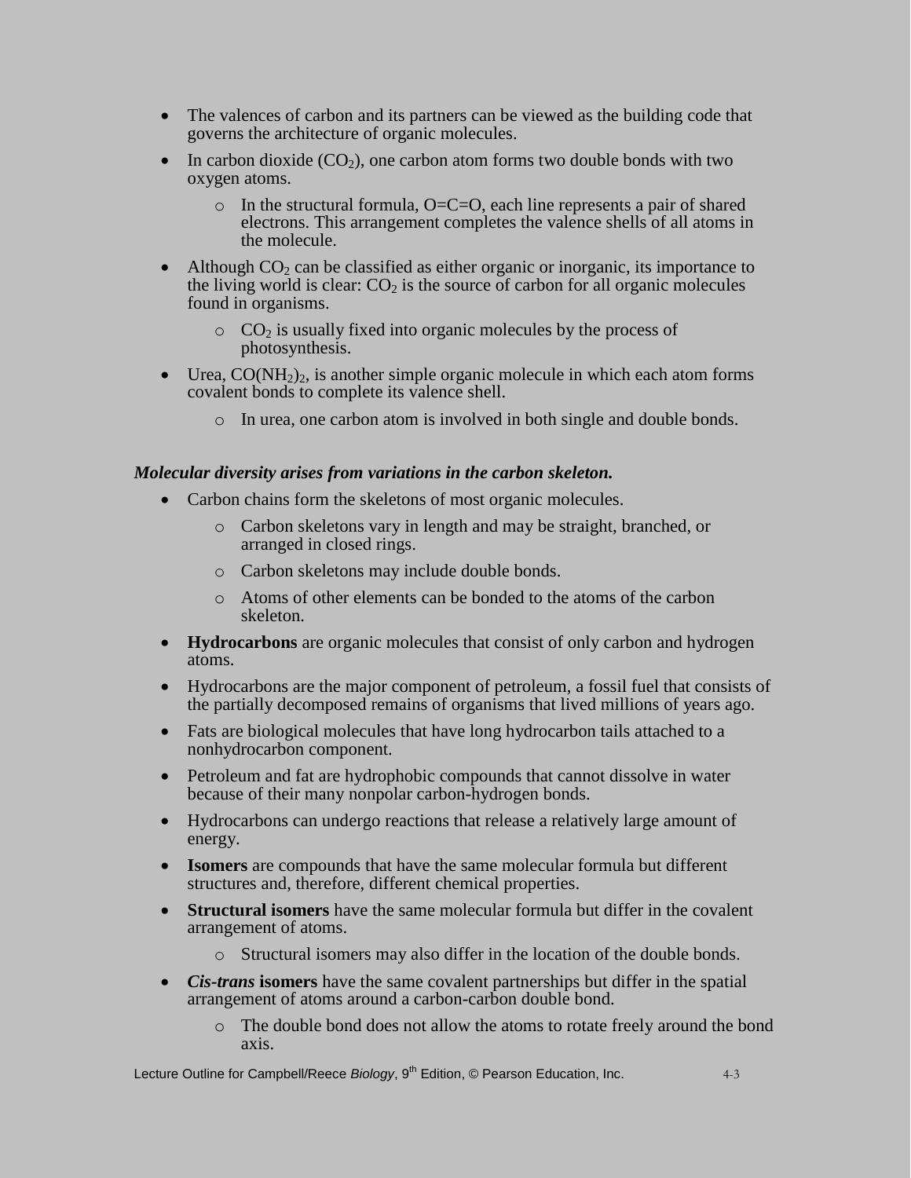- The valences of carbon and its partners can be viewed as the building code that governs the architecture of organic molecules.
- In carbon dioxide ($CO_2$), one carbon atom forms two double bonds with two oxygen atoms.
    - In the structural formula, O=C=O, each line represents a pair of shared electrons. This arrangement completes the valence shells of all atoms in the molecule.
- Although $CO_2$ can be classified as either organic or inorganic, its importance to the living world is clear: $CO_2$ is the source of carbon for all organic molecules found in organisms.
    - $CO_2$ is usually fixed into organic molecules by the process of photosynthesis.
- Urea, $CO(NH_2)_2$, is another simple organic molecule in which each atom forms covalent bonds to complete its valence shell.
    - In urea, one carbon atom is involved in both single and double bonds.

***Molecular diversity arises from variations in the carbon skeleton.***

- Carbon chains form the skeletons of most organic molecules.
    - Carbon skeletons vary in length and may be straight, branched, or arranged in closed rings.
    - Carbon skeletons may include double bonds.
    - Atoms of other elements can be bonded to the atoms of the carbon skeleton.
- **Hydrocarbons** are organic molecules that consist of only carbon and hydrogen atoms.
- Hydrocarbons are the major component of petroleum, a fossil fuel that consists of the partially decomposed remains of organisms that lived millions of years ago.
- Fats are biological molecules that have long hydrocarbon tails attached to a nonhydrocarbon component.
- Petroleum and fat are hydrophobic compounds that cannot dissolve in water because of their many nonpolar carbon-hydrogen bonds.
- Hydrocarbons can undergo reactions that release a relatively large amount of energy.
- **Isomers** are compounds that have the same molecular formula but different structures and, therefore, different chemical properties.
- **Structural isomers** have the same molecular formula but differ in the covalent arrangement of atoms.
    - Structural isomers may also differ in the location of the double bonds.
- ***Cis-trans* isomers** have the same covalent partnerships but differ in the spatial arrangement of atoms around a carbon-carbon double bond.
    - The double bond does not allow the atoms to rotate freely around the bond axis.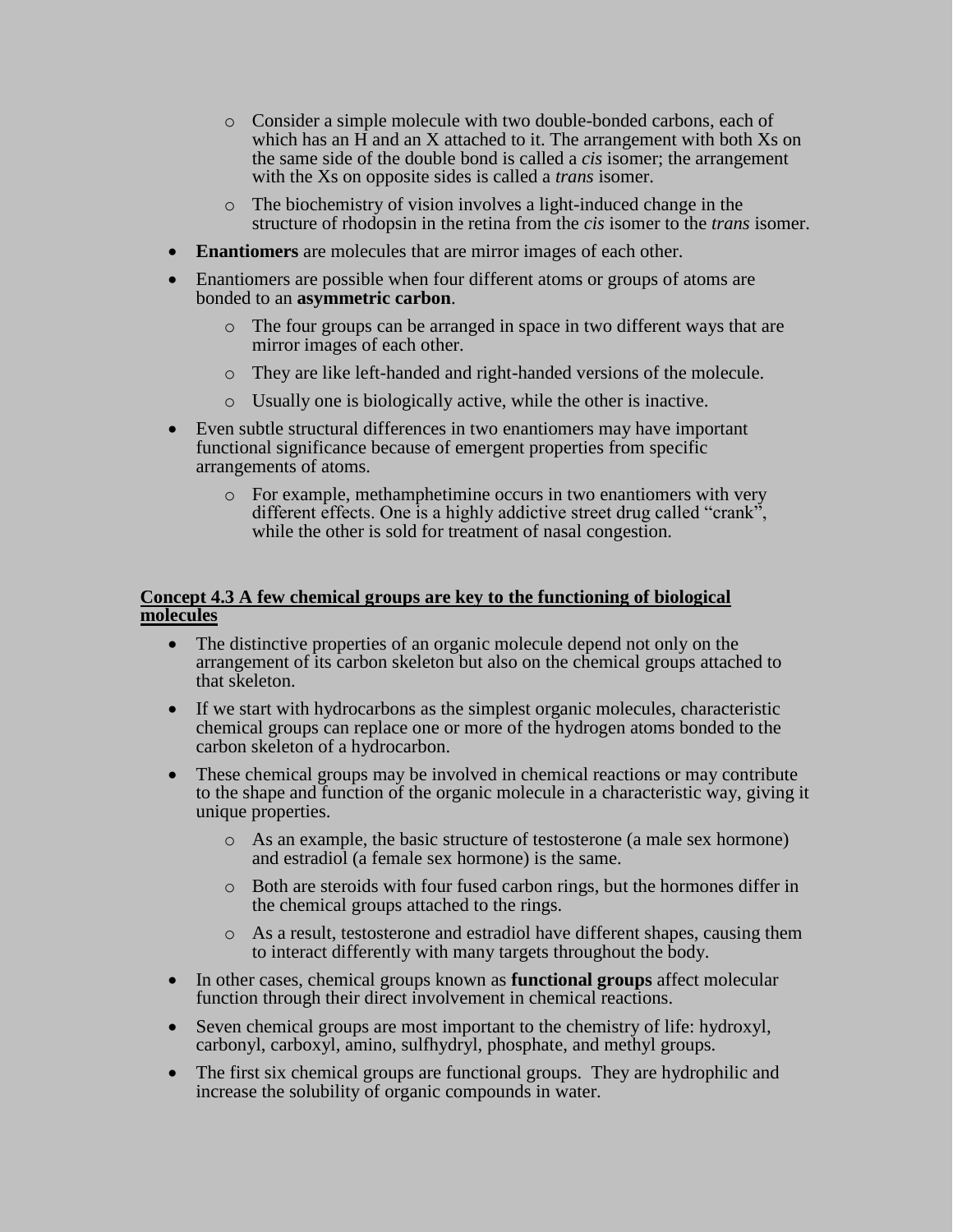- Consider a simple molecule with two double-bonded carbons, each of which has an H and an X attached to it. The arrangement with both Xs on the same side of the double bond is called a *cis* isomer; the arrangement with the Xs on opposite sides is called a *trans* isomer.
  - The biochemistry of vision involves a light-induced change in the structure of rhodopsin in the retina from the *cis* isomer to the *trans* isomer.
- **Enantiomers** are molecules that are mirror images of each other.
- Enantiomers are possible when four different atoms or groups of atoms are bonded to an **asymmetric carbon**.
  - The four groups can be arranged in space in two different ways that are mirror images of each other.
  - They are like left-handed and right-handed versions of the molecule.
  - Usually one is biologically active, while the other is inactive.
- Even subtle structural differences in two enantiomers may have important functional significance because of emergent properties from specific arrangements of atoms.
  - For example, methamphetimine occurs in two enantiomers with very different effects. One is a highly addictive street drug called "crank", while the other is sold for treatment of nasal congestion.

## Concept 4.3 A few chemical groups are key to the functioning of biological molecules

- The distinctive properties of an organic molecule depend not only on the arrangement of its carbon skeleton but also on the chemical groups attached to that skeleton.
- If we start with hydrocarbons as the simplest organic molecules, characteristic chemical groups can replace one or more of the hydrogen atoms bonded to the carbon skeleton of a hydrocarbon.
- These chemical groups may be involved in chemical reactions or may contribute to the shape and function of the organic molecule in a characteristic way, giving it unique properties.
  - As an example, the basic structure of testosterone (a male sex hormone) and estradiol (a female sex hormone) is the same.
  - Both are steroids with four fused carbon rings, but the hormones differ in the chemical groups attached to the rings.
  - As a result, testosterone and estradiol have different shapes, causing them to interact differently with many targets throughout the body.
- In other cases, chemical groups known as **functional groups** affect molecular function through their direct involvement in chemical reactions.
- Seven chemical groups are most important to the chemistry of life: hydroxyl, carbonyl, carboxyl, amino, sulfhydryl, phosphate, and methyl groups.
- The first six chemical groups are functional groups. They are hydrophilic and increase the solubility of organic compounds in water.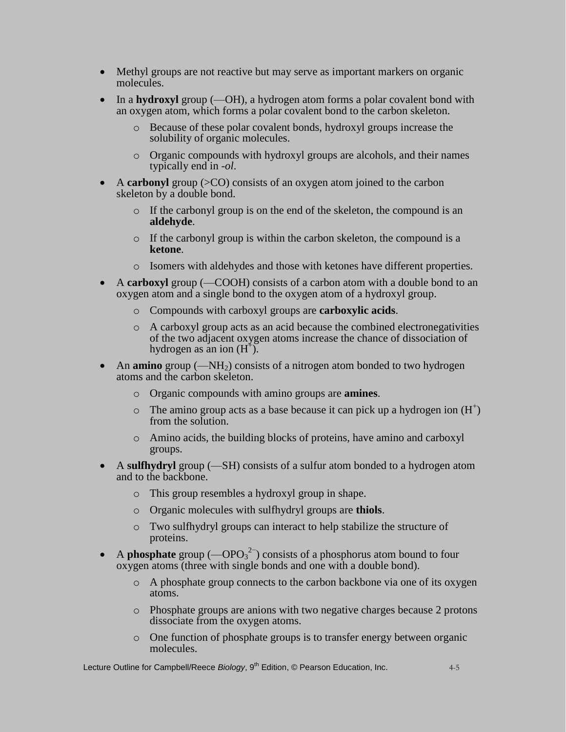- Methyl groups are not reactive but may serve as important markers on organic molecules.
- In a **hydroxyl** group (—OH), a hydrogen atom forms a polar covalent bond with an oxygen atom, which forms a polar covalent bond to the carbon skeleton.
    - Because of these polar covalent bonds, hydroxyl groups increase the solubility of organic molecules.
    - Organic compounds with hydroxyl groups are alcohols, and their names typically end in *-ol*.
- A **carbonyl** group (>CO) consists of an oxygen atom joined to the carbon skeleton by a double bond.
    - If the carbonyl group is on the end of the skeleton, the compound is an **aldehyde**.
    - If the carbonyl group is within the carbon skeleton, the compound is a **ketone**.
    - Isomers with aldehydes and those with ketones have different properties.
- A **carboxyl** group (—COOH) consists of a carbon atom with a double bond to an oxygen atom and a single bond to the oxygen atom of a hydroxyl group.
    - Compounds with carboxyl groups are **carboxylic acids**.
    - A carboxyl group acts as an acid because the combined electronegativities of the two adjacent oxygen atoms increase the chance of dissociation of hydrogen as an ion ($H^+$).
- An **amino** group (—$NH_2$) consists of a nitrogen atom bonded to two hydrogen atoms and the carbon skeleton.
    - Organic compounds with amino groups are **amines**.
    - The amino group acts as a base because it can pick up a hydrogen ion ($H^+$) from the solution.
    - Amino acids, the building blocks of proteins, have amino and carboxyl groups.
- A **sulfhydryl** group (—SH) consists of a sulfur atom bonded to a hydrogen atom and to the backbone.
    - This group resembles a hydroxyl group in shape.
    - Organic molecules with sulfhydryl groups are **thiols**.
    - Two sulfhydryl groups can interact to help stabilize the structure of proteins.
- A **phosphate** group (—$OPO_3^{2-}$) consists of a phosphorus atom bound to four oxygen atoms (three with single bonds and one with a double bond).
    - A phosphate group connects to the carbon backbone via one of its oxygen atoms.
    - Phosphate groups are anions with two negative charges because 2 protons dissociate from the oxygen atoms.
    - One function of phosphate groups is to transfer energy between organic molecules.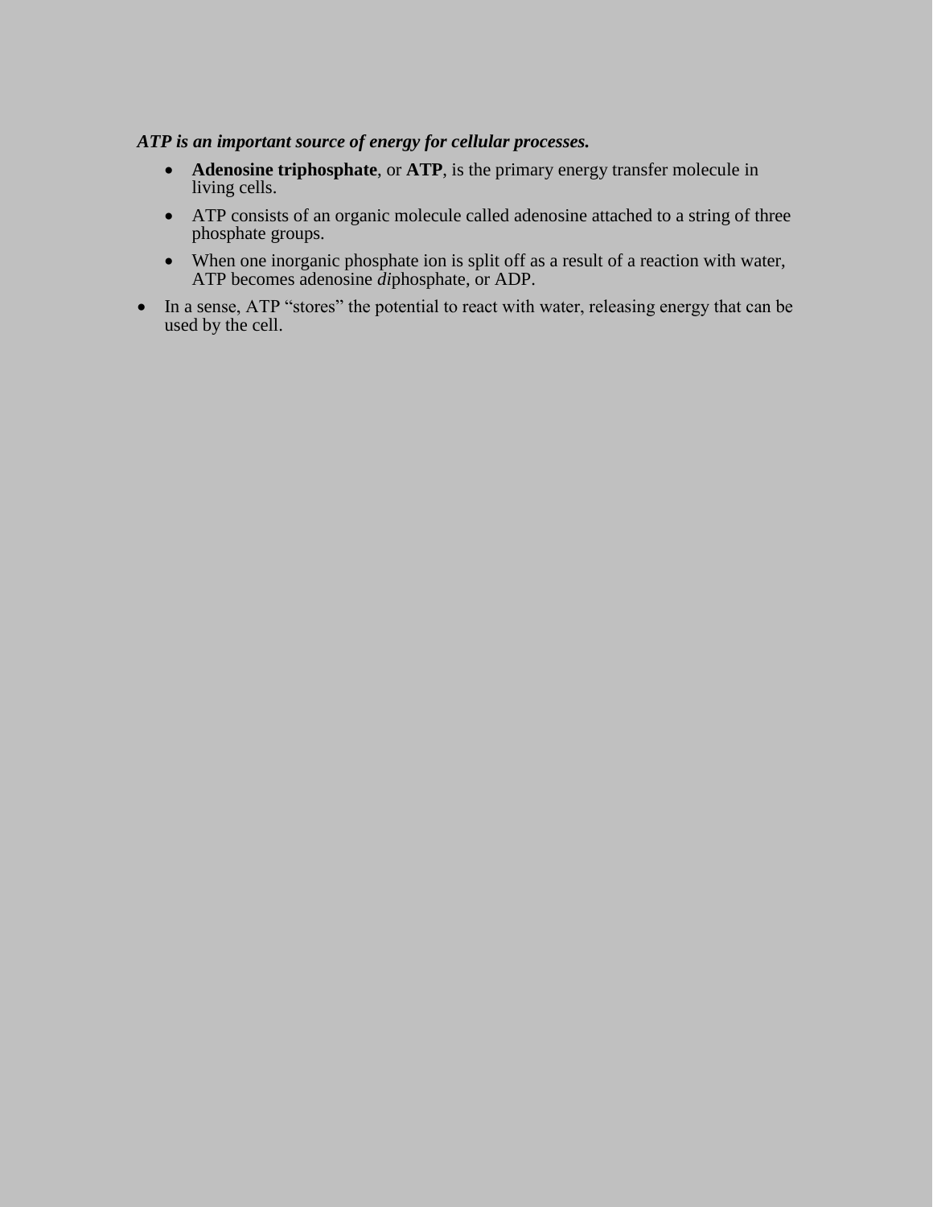***ATP is an important source of energy for cellular processes.***

- **Adenosine triphosphate**, or **ATP**, is the primary energy transfer molecule in living cells.
- ATP consists of an organic molecule called adenosine attached to a string of three phosphate groups.
- When one inorganic phosphate ion is split off as a result of a reaction with water, ATP becomes adenosine *di*phosphate, or ADP.

- In a sense, ATP "stores" the potential to react with water, releasing energy that can be used by the cell.